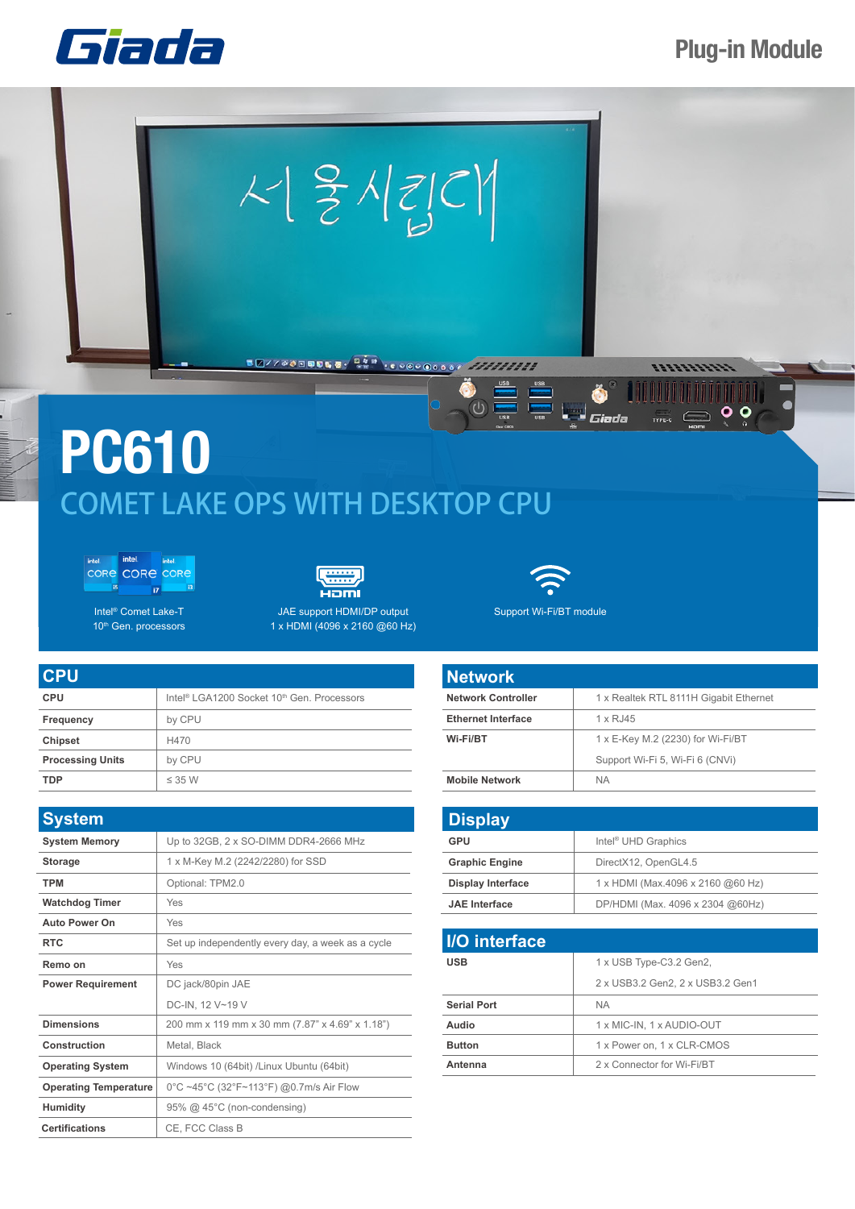# Giada

Plug-in Module

# PC610

## COMET LAKE OPS WITH DESKTOP CPU

Intel® Comet Lake-T 10th Gen. processors

JAE support HDMI/DP output
1 x HDMI (4096 x 2160 @60 Hz)

Support Wi-Fi/BT module

## CPU

| | |
|---|---|
| **CPU** | Intel® LGA1200 Socket 10th Gen. Processors |
| **Frequency** | by CPU |
| **Chipset** | H470 |
| **Processing Units** | by CPU |
| **TDP** | ≤ 35 W |

## System

| | |
|---|---|
| **System Memory** | Up to 32GB, 2 x SO-DIMM DDR4-2666 MHz |
| **Storage** | 1 x M-Key M.2 (2242/2280) for SSD |
| **TPM** | Optional: TPM2.0 |
| **Watchdog Timer** | Yes |
| **Auto Power On** | Yes |
| **RTC** | Set up independently every day, a week as a cycle |
| **Remo on** | Yes |
| **Power Requirement** | DC jack/80pin JAE<br>DC-IN, 12 V~19 V |
| **Dimensions** | 200 mm x 119 mm x 30 mm (7.87" x 4.69" x 1.18") |
| **Construction** | Metal, Black |
| **Operating System** | Windows 10 (64bit) /Linux Ubuntu (64bit) |
| **Operating Temperature** | 0°C ~45°C (32°F~113°F) @0.7m/s Air Flow |
| **Humidity** | 95% @ 45°C (non-condensing) |
| **Certifications** | CE, FCC Class B |

## Network

| | |
|---|---|
| **Network Controller** | 1 x Realtek RTL 8111H Gigabit Ethernet |
| **Ethernet Interface** | 1 x RJ45 |
| **Wi-Fi/BT** | 1 x E-Key M.2 (2230) for Wi-Fi/BT<br>Support Wi-Fi 5, Wi-Fi 6 (CNVi) |
| **Mobile Network** | NA |

## Display

| | |
|---|---|
| **GPU** | Intel® UHD Graphics |
| **Graphic Engine** | DirectX12, OpenGL4.5 |
| **Display Interface** | 1 x HDMI (Max.4096 x 2160 @60 Hz) |
| **JAE Interface** | DP/HDMI (Max. 4096 x 2304 @60Hz) |

## I/O interface

| | |
|---|---|
| **USB** | 1 x USB Type-C3.2 Gen2,<br>2 x USB3.2 Gen2, 2 x USB3.2 Gen1 |
| **Serial Port** | NA |
| **Audio** | 1 x MIC-IN, 1 x AUDIO-OUT |
| **Button** | 1 x Power on, 1 x CLR-CMOS |
| **Antenna** | 2 x Connector for Wi-Fi/BT |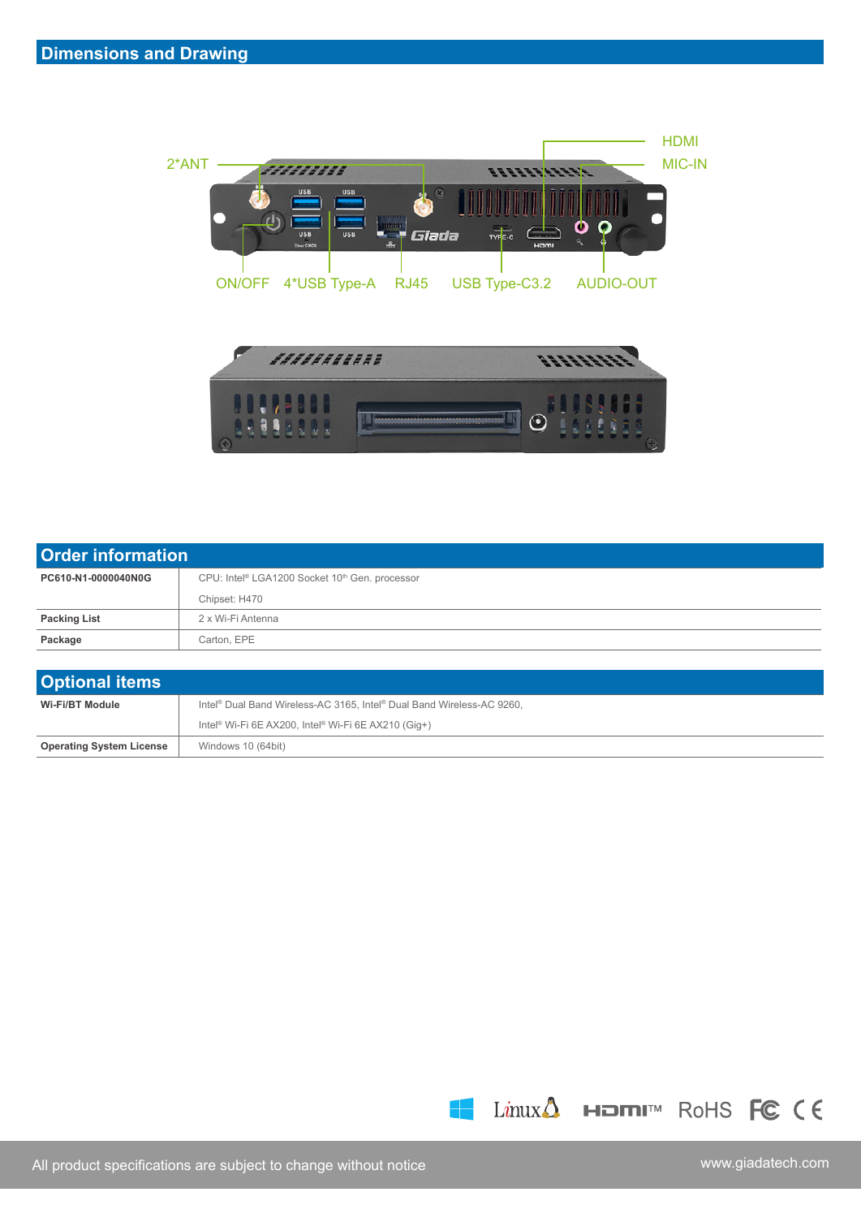## Dimensions and Drawing

2*ANT

HDMI

MIC-IN

ON/OFF

4*USB Type-A

RJ45

USB Type-C3.2

AUDIO-OUT

## Order information

| | |
|---|---|
| **PC610-N1-0000040N0G** | CPU: Intel® LGA1200 Socket 10th Gen. processor |
| | Chipset: H470 |
| **Packing List** | 2 x Wi-Fi Antenna |
| **Package** | Carton, EPE |

## Optional items

| | |
|---|---|
| **Wi-Fi/BT Module** | Intel® Dual Band Wireless-AC 3165, Intel® Dual Band Wireless-AC 9260, |
| | Intel® Wi-Fi 6E AX200, Intel® Wi-Fi 6E AX210 (Gig+) |
| **Operating System License** | Windows 10 (64bit) |

All product specifications are subject to change without notice

www.giadatech.com